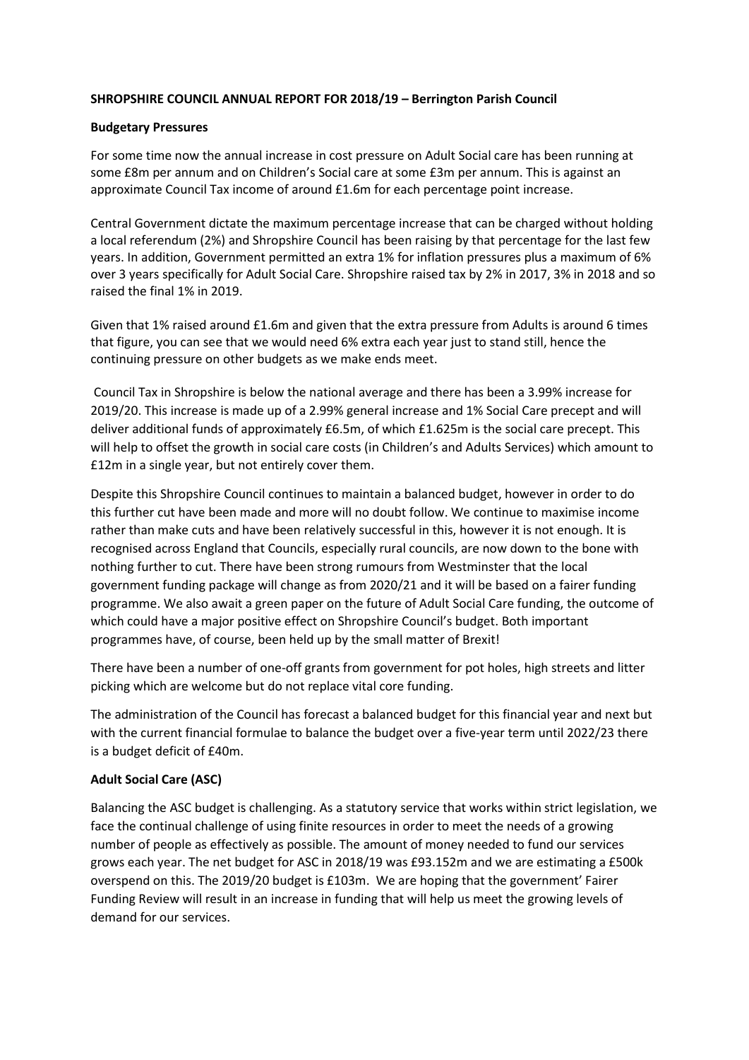**SHROPSHIRE COUNCIL ANNUAL REPORT FOR 2018/19 – Berrington Parish Council**

**Budgetary Pressures**

For some time now the annual increase in cost pressure on Adult Social care has been running at some £8m per annum and on Children's Social care at some £3m per annum. This is against an approximate Council Tax income of around £1.6m for each percentage point increase.

Central Government dictate the maximum percentage increase that can be charged without holding a local referendum (2%) and Shropshire Council has been raising by that percentage for the last few years. In addition, Government permitted an extra 1% for inflation pressures plus a maximum of 6% over 3 years specifically for Adult Social Care. Shropshire raised tax by 2% in 2017, 3% in 2018 and so raised the final 1% in 2019.

Given that 1% raised around £1.6m and given that the extra pressure from Adults is around 6 times that figure, you can see that we would need 6% extra each year just to stand still, hence the continuing pressure on other budgets as we make ends meet.

Council Tax in Shropshire is below the national average and there has been a 3.99% increase for 2019/20. This increase is made up of a 2.99% general increase and 1% Social Care precept and will deliver additional funds of approximately £6.5m, of which £1.625m is the social care precept. This will help to offset the growth in social care costs (in Children's and Adults Services) which amount to £12m in a single year, but not entirely cover them.

Despite this Shropshire Council continues to maintain a balanced budget, however in order to do this further cut have been made and more will no doubt follow. We continue to maximise income rather than make cuts and have been relatively successful in this, however it is not enough. It is recognised across England that Councils, especially rural councils, are now down to the bone with nothing further to cut. There have been strong rumours from Westminster that the local government funding package will change as from 2020/21 and it will be based on a fairer funding programme. We also await a green paper on the future of Adult Social Care funding, the outcome of which could have a major positive effect on Shropshire Council's budget. Both important programmes have, of course, been held up by the small matter of Brexit!

There have been a number of one-off grants from government for pot holes, high streets and litter picking which are welcome but do not replace vital core funding.

The administration of the Council has forecast a balanced budget for this financial year and next but with the current financial formulae to balance the budget over a five-year term until 2022/23 there is a budget deficit of £40m.

**Adult Social Care (ASC)**

Balancing the ASC budget is challenging. As a statutory service that works within strict legislation, we face the continual challenge of using finite resources in order to meet the needs of a growing number of people as effectively as possible. The amount of money needed to fund our services grows each year. The net budget for ASC in 2018/19 was £93.152m and we are estimating a £500k overspend on this. The 2019/20 budget is £103m. We are hoping that the government' Fairer Funding Review will result in an increase in funding that will help us meet the growing levels of demand for our services.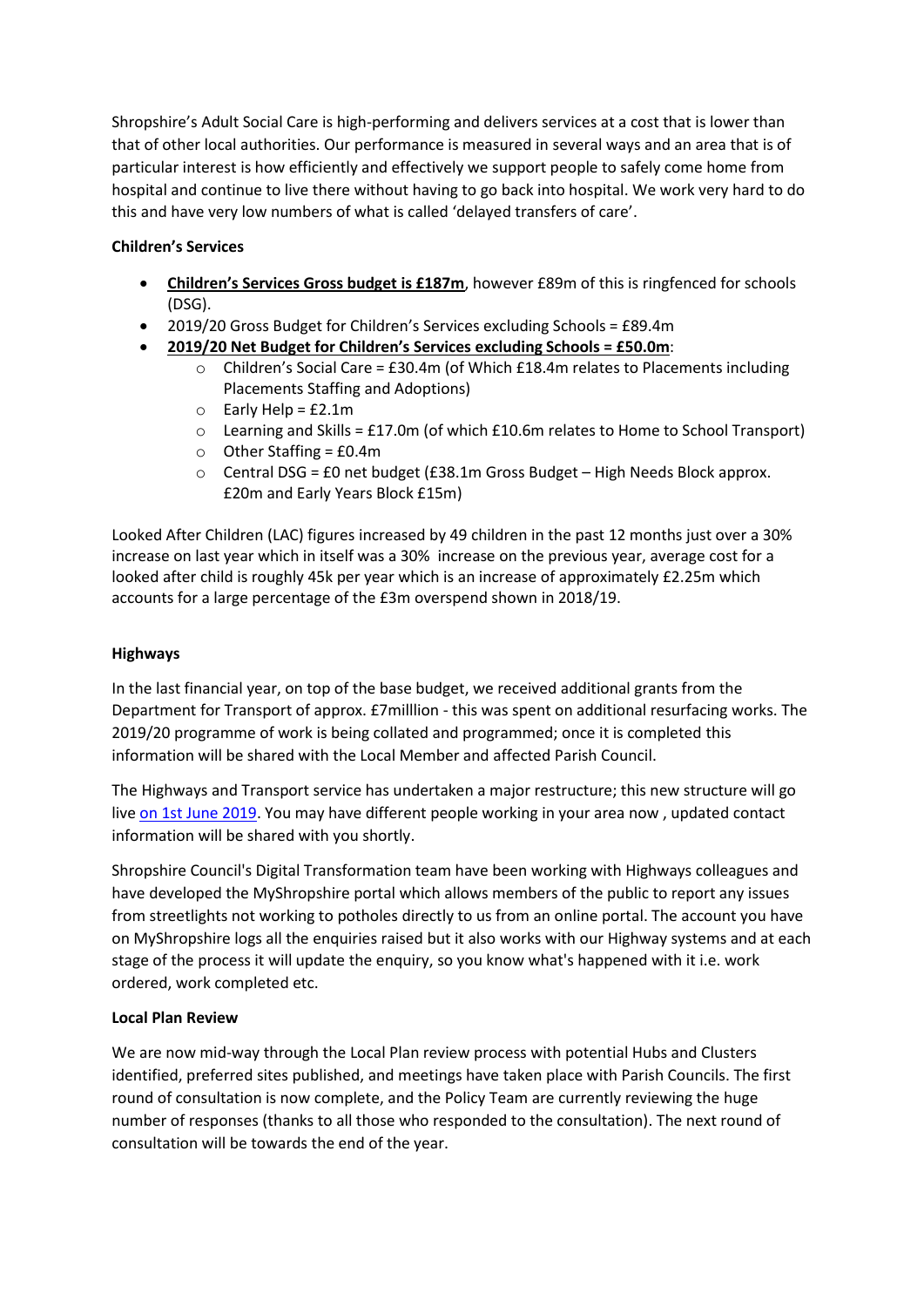Shropshire's Adult Social Care is high-performing and delivers services at a cost that is lower than that of other local authorities. Our performance is measured in several ways and an area that is of particular interest is how efficiently and effectively we support people to safely come home from hospital and continue to live there without having to go back into hospital. We work very hard to do this and have very low numbers of what is called 'delayed transfers of care'.

**Children's Services**

- **Children's Services Gross budget is £187m**, however £89m of this is ringfenced for schools (DSG).
- 2019/20 Gross Budget for Children's Services excluding Schools = £89.4m
- **2019/20 Net Budget for Children's Services excluding Schools = £50.0m**:
    - Children's Social Care = £30.4m (of Which £18.4m relates to Placements including Placements Staffing and Adoptions)
    - Early Help = £2.1m
    - Learning and Skills = £17.0m (of which £10.6m relates to Home to School Transport)
    - Other Staffing = £0.4m
    - Central DSG = £0 net budget (£38.1m Gross Budget – High Needs Block approx. £20m and Early Years Block £15m)

Looked After Children (LAC) figures increased by 49 children in the past 12 months just over a 30% increase on last year which in itself was a 30% increase on the previous year, average cost for a looked after child is roughly 45k per year which is an increase of approximately £2.25m which accounts for a large percentage of the £3m overspend shown in 2018/19.

**Highways**

In the last financial year, on top of the base budget, we received additional grants from the Department for Transport of approx. £7milllion - this was spent on additional resurfacing works. The 2019/20 programme of work is being collated and programmed; once it is completed this information will be shared with the Local Member and affected Parish Council.

The Highways and Transport service has undertaken a major restructure; this new structure will go live on 1st June 2019. You may have different people working in your area now , updated contact information will be shared with you shortly.

Shropshire Council's Digital Transformation team have been working with Highways colleagues and have developed the MyShropshire portal which allows members of the public to report any issues from streetlights not working to potholes directly to us from an online portal. The account you have on MyShropshire logs all the enquiries raised but it also works with our Highway systems and at each stage of the process it will update the enquiry, so you know what's happened with it i.e. work ordered, work completed etc.

**Local Plan Review**

We are now mid-way through the Local Plan review process with potential Hubs and Clusters identified, preferred sites published, and meetings have taken place with Parish Councils. The first round of consultation is now complete, and the Policy Team are currently reviewing the huge number of responses (thanks to all those who responded to the consultation). The next round of consultation will be towards the end of the year.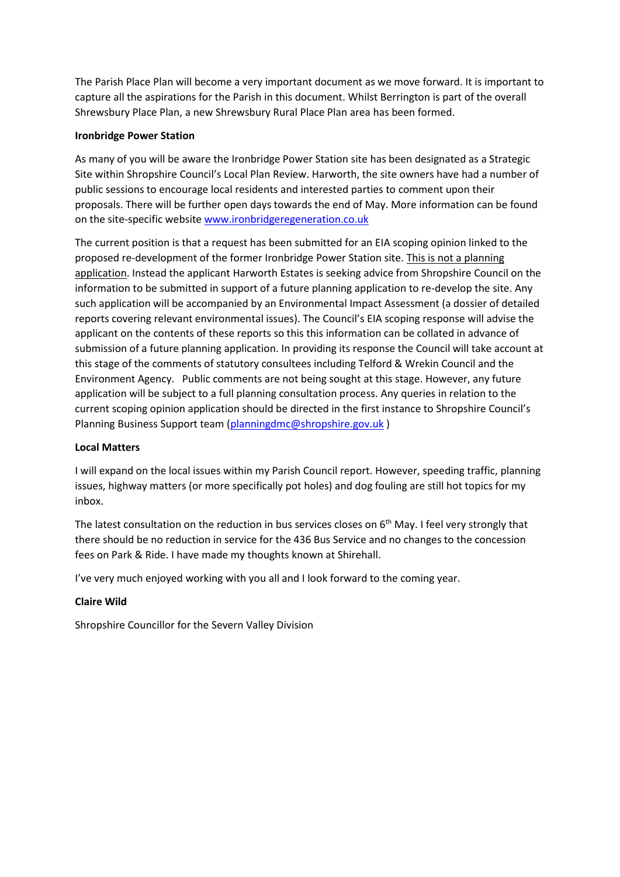The Parish Place Plan will become a very important document as we move forward. It is important to capture all the aspirations for the Parish in this document. Whilst Berrington is part of the overall Shrewsbury Place Plan, a new Shrewsbury Rural Place Plan area has been formed.

**Ironbridge Power Station**

As many of you will be aware the Ironbridge Power Station site has been designated as a Strategic Site within Shropshire Council's Local Plan Review. Harworth, the site owners have had a number of public sessions to encourage local residents and interested parties to comment upon their proposals. There will be further open days towards the end of May. More information can be found on the site-specific website [www.ironbridgeregeneration.co.uk](http://www.ironbridgeregeneration.co.uk)

The current position is that a request has been submitted for an EIA scoping opinion linked to the proposed re-development of the former Ironbridge Power Station site. <u>This is not a planning application</u>. Instead the applicant Harworth Estates is seeking advice from Shropshire Council on the information to be submitted in support of a future planning application to re-develop the site. Any such application will be accompanied by an Environmental Impact Assessment (a dossier of detailed reports covering relevant environmental issues). The Council's EIA scoping response will advise the applicant on the contents of these reports so this this information can be collated in advance of submission of a future planning application. In providing its response the Council will take account at this stage of the comments of statutory consultees including Telford & Wrekin Council and the Environment Agency. Public comments are not being sought at this stage. However, any future application will be subject to a full planning consultation process. Any queries in relation to the current scoping opinion application should be directed in the first instance to Shropshire Council's Planning Business Support team ([planningdmc@shropshire.gov.uk](mailto:planningdmc@shropshire.gov.uk) )

**Local Matters**

I will expand on the local issues within my Parish Council report. However, speeding traffic, planning issues, highway matters (or more specifically pot holes) and dog fouling are still hot topics for my inbox.

The latest consultation on the reduction in bus services closes on 6th May. I feel very strongly that there should be no reduction in service for the 436 Bus Service and no changes to the concession fees on Park & Ride. I have made my thoughts known at Shirehall.

I've very much enjoyed working with you all and I look forward to the coming year.

**Claire Wild**

Shropshire Councillor for the Severn Valley Division